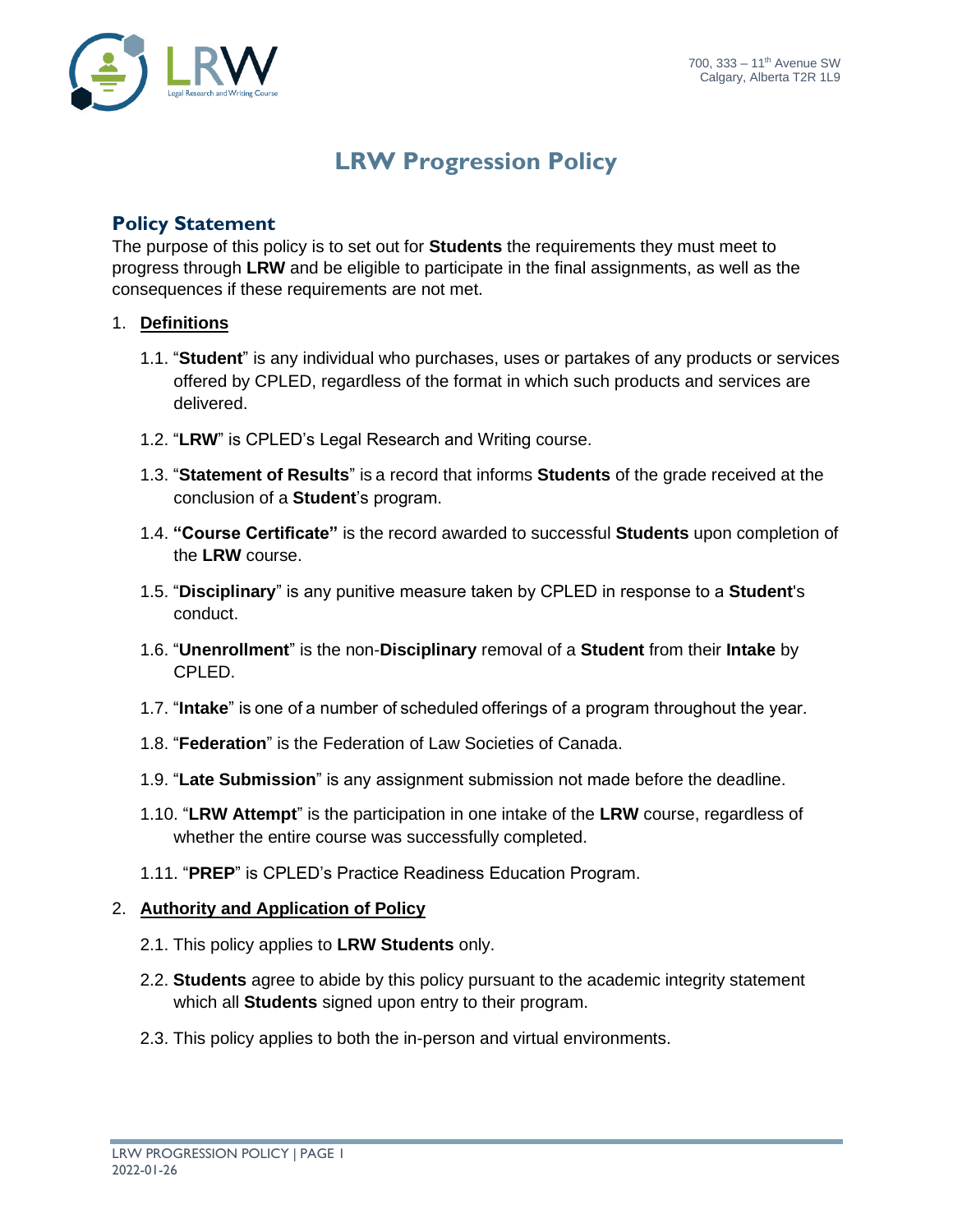700, 333 – 11th Avenue SW
Calgary, Alberta T2R 1L9

# LRW Progression Policy

## Policy Statement

The purpose of this policy is to set out for **Students** the requirements they must meet to progress through **LRW** and be eligible to participate in the final assignments, as well as the consequences if these requirements are not met.

1. **Definitions**

   1.1. "**Student**" is any individual who purchases, uses or partakes of any products or services offered by CPLED, regardless of the format in which such products and services are delivered.

   1.2. "**LRW**" is CPLED's Legal Research and Writing course.

   1.3. "**Statement of Results**" is a record that informs **Students** of the grade received at the conclusion of a **Student**'s program.

   1.4. **"Course Certificate"** is the record awarded to successful **Students** upon completion of the **LRW** course.

   1.5. "**Disciplinary**" is any punitive measure taken by CPLED in response to a **Student**'s conduct.

   1.6. "**Unenrollment**" is the non-**Disciplinary** removal of a **Student** from their **Intake** by CPLED.

   1.7. "**Intake**" is one of a number of scheduled offerings of a program throughout the year.

   1.8. "**Federation**" is the Federation of Law Societies of Canada.

   1.9. "**Late Submission**" is any assignment submission not made before the deadline.

   1.10. "**LRW Attempt**" is the participation in one intake of the **LRW** course, regardless of whether the entire course was successfully completed.

   1.11. "**PREP**" is CPLED's Practice Readiness Education Program.

2. **Authority and Application of Policy**

   2.1. This policy applies to **LRW Students** only.

   2.2. **Students** agree to abide by this policy pursuant to the academic integrity statement which all **Students** signed upon entry to their program.

   2.3. This policy applies to both the in-person and virtual environments.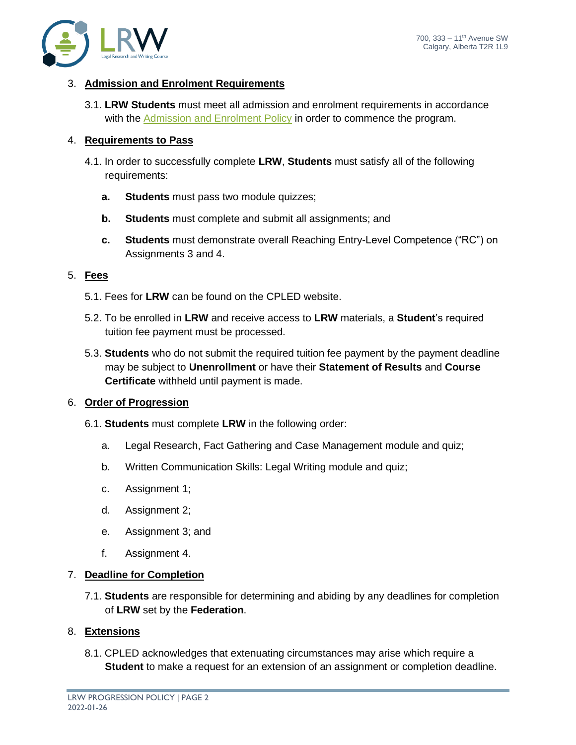## 3. Admission and Enrolment Requirements

3.1. **LRW Students** must meet all admission and enrolment requirements in accordance with the [Admission and Enrolment Policy]() in order to commence the program.

## 4. Requirements to Pass

4.1. In order to successfully complete **LRW**, **Students** must satisfy all of the following requirements:

**a.** **Students** must pass two module quizzes;

**b.** **Students** must complete and submit all assignments; and

**c.** **Students** must demonstrate overall Reaching Entry-Level Competence ("RC") on Assignments 3 and 4.

## 5. Fees

5.1. Fees for **LRW** can be found on the CPLED website.

5.2. To be enrolled in **LRW** and receive access to **LRW** materials, a **Student**'s required tuition fee payment must be processed.

5.3. **Students** who do not submit the required tuition fee payment by the payment deadline may be subject to **Unenrollment** or have their **Statement of Results** and **Course Certificate** withheld until payment is made.

## 6. Order of Progression

6.1. **Students** must complete **LRW** in the following order:

a. Legal Research, Fact Gathering and Case Management module and quiz;

b. Written Communication Skills: Legal Writing module and quiz;

c. Assignment 1;

d. Assignment 2;

e. Assignment 3; and

f. Assignment 4.

## 7. Deadline for Completion

7.1. **Students** are responsible for determining and abiding by any deadlines for completion of **LRW** set by the **Federation**.

## 8. Extensions

8.1. CPLED acknowledges that extenuating circumstances may arise which require a **Student** to make a request for an extension of an assignment or completion deadline.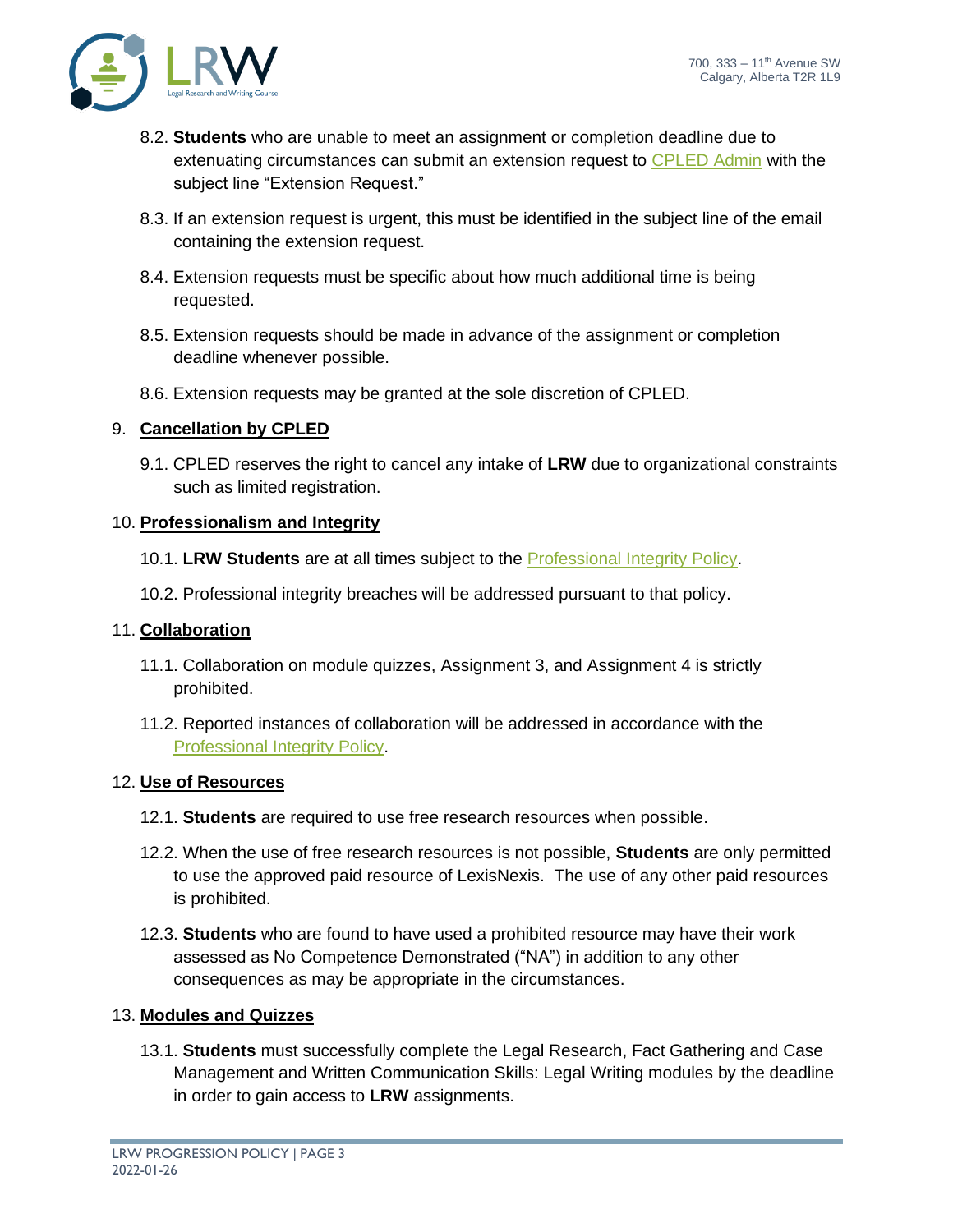8.2. **Students** who are unable to meet an assignment or completion deadline due to extenuating circumstances can submit an extension request to [CPLED Admin] with the subject line "Extension Request."

8.3. If an extension request is urgent, this must be identified in the subject line of the email containing the extension request.

8.4. Extension requests must be specific about how much additional time is being requested.

8.5. Extension requests should be made in advance of the assignment or completion deadline whenever possible.

8.6. Extension requests may be granted at the sole discretion of CPLED.

## 9. Cancellation by CPLED

9.1. CPLED reserves the right to cancel any intake of **LRW** due to organizational constraints such as limited registration.

## 10. Professionalism and Integrity

10.1. **LRW Students** are at all times subject to the Professional Integrity Policy.

10.2. Professional integrity breaches will be addressed pursuant to that policy.

## 11. Collaboration

11.1. Collaboration on module quizzes, Assignment 3, and Assignment 4 is strictly prohibited.

11.2. Reported instances of collaboration will be addressed in accordance with the Professional Integrity Policy.

## 12. Use of Resources

12.1. **Students** are required to use free research resources when possible.

12.2. When the use of free research resources is not possible, **Students** are only permitted to use the approved paid resource of LexisNexis. The use of any other paid resources is prohibited.

12.3. **Students** who are found to have used a prohibited resource may have their work assessed as No Competence Demonstrated ("NA") in addition to any other consequences as may be appropriate in the circumstances.

## 13. Modules and Quizzes

13.1. **Students** must successfully complete the Legal Research, Fact Gathering and Case Management and Written Communication Skills: Legal Writing modules by the deadline in order to gain access to **LRW** assignments.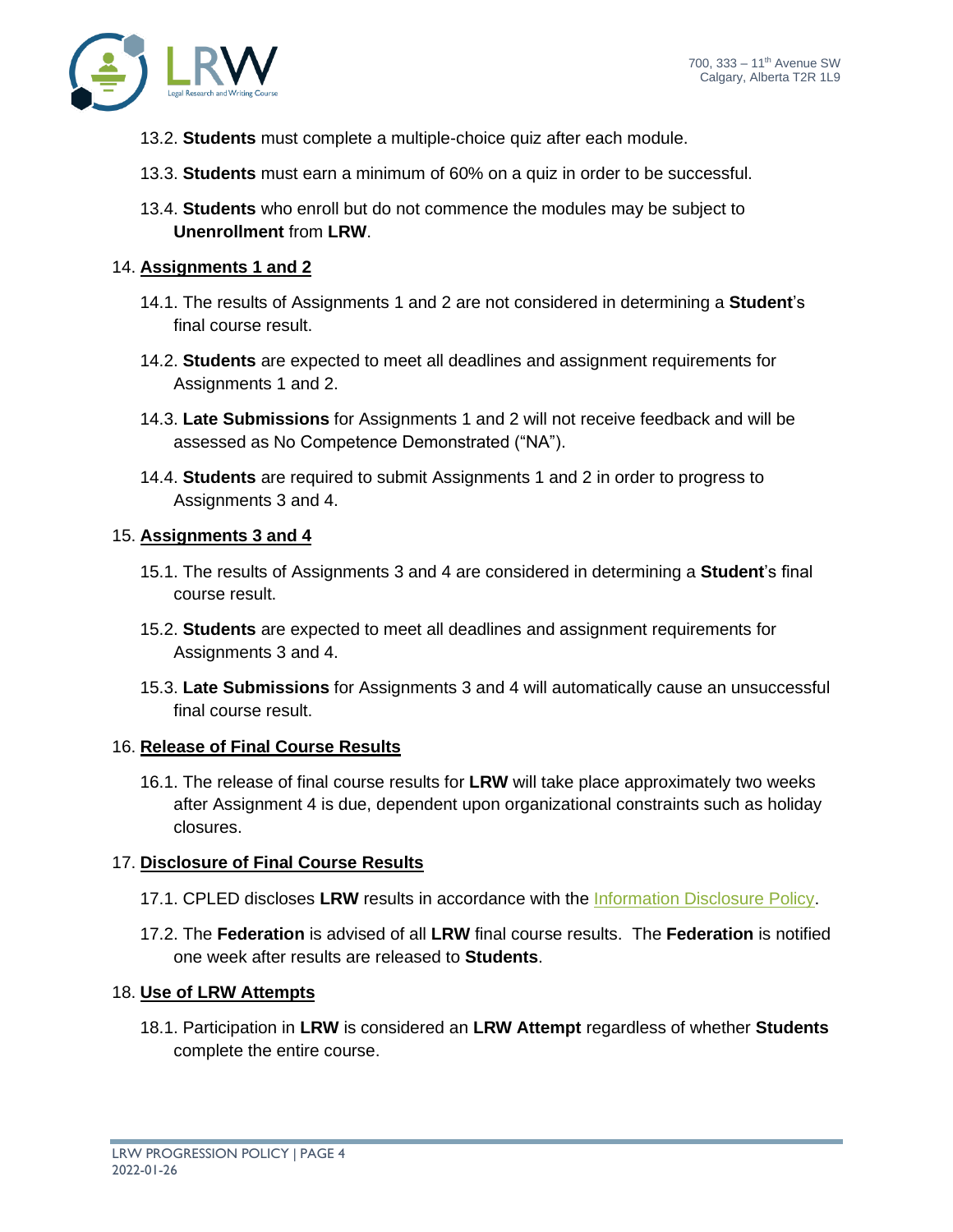13.2. **Students** must complete a multiple-choice quiz after each module.

13.3. **Students** must earn a minimum of 60% on a quiz in order to be successful.

13.4. **Students** who enroll but do not commence the modules may be subject to **Unenrollment** from **LRW**.

14. **Assignments 1 and 2**

14.1. The results of Assignments 1 and 2 are not considered in determining a **Student**'s final course result.

14.2. **Students** are expected to meet all deadlines and assignment requirements for Assignments 1 and 2.

14.3. **Late Submissions** for Assignments 1 and 2 will not receive feedback and will be assessed as No Competence Demonstrated ("NA").

14.4. **Students** are required to submit Assignments 1 and 2 in order to progress to Assignments 3 and 4.

15. **Assignments 3 and 4**

15.1. The results of Assignments 3 and 4 are considered in determining a **Student**'s final course result.

15.2. **Students** are expected to meet all deadlines and assignment requirements for Assignments 3 and 4.

15.3. **Late Submissions** for Assignments 3 and 4 will automatically cause an unsuccessful final course result.

16. **Release of Final Course Results**

16.1. The release of final course results for **LRW** will take place approximately two weeks after Assignment 4 is due, dependent upon organizational constraints such as holiday closures.

17. **Disclosure of Final Course Results**

17.1. CPLED discloses **LRW** results in accordance with the Information Disclosure Policy.

17.2. The **Federation** is advised of all **LRW** final course results. The **Federation** is notified one week after results are released to **Students**.

18. **Use of LRW Attempts**

18.1. Participation in **LRW** is considered an **LRW Attempt** regardless of whether **Students** complete the entire course.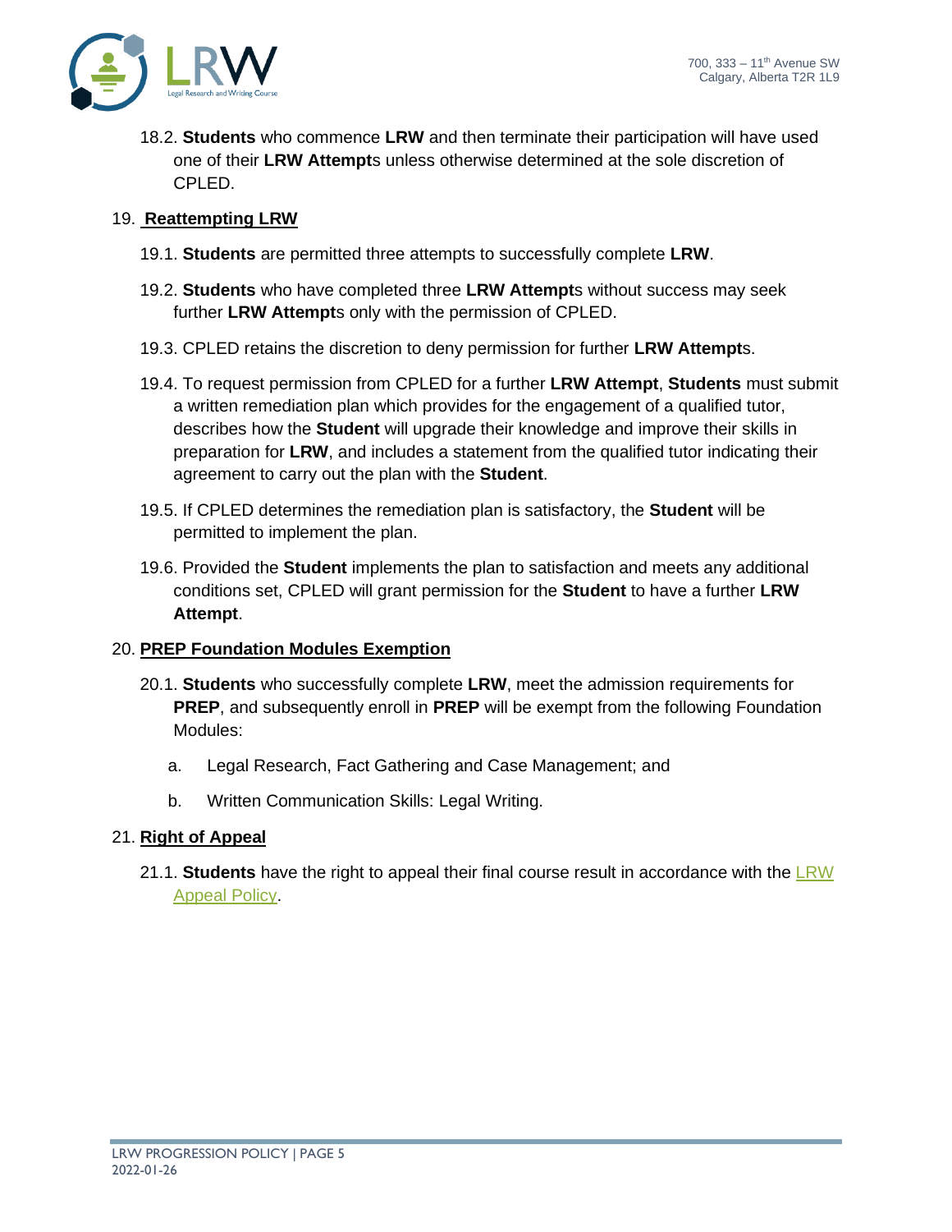18.2. **Students** who commence **LRW** and then terminate their participation will have used one of their **LRW Attempt**s unless otherwise determined at the sole discretion of CPLED.

## 19. Reattempting LRW

19.1. **Students** are permitted three attempts to successfully complete **LRW**.

19.2. **Students** who have completed three **LRW Attempt**s without success may seek further **LRW Attempt**s only with the permission of CPLED.

19.3. CPLED retains the discretion to deny permission for further **LRW Attempt**s.

19.4. To request permission from CPLED for a further **LRW Attempt**, **Students** must submit a written remediation plan which provides for the engagement of a qualified tutor, describes how the **Student** will upgrade their knowledge and improve their skills in preparation for **LRW**, and includes a statement from the qualified tutor indicating their agreement to carry out the plan with the **Student**.

19.5. If CPLED determines the remediation plan is satisfactory, the **Student** will be permitted to implement the plan.

19.6. Provided the **Student** implements the plan to satisfaction and meets any additional conditions set, CPLED will grant permission for the **Student** to have a further **LRW Attempt**.

## 20. PREP Foundation Modules Exemption

20.1. **Students** who successfully complete **LRW**, meet the admission requirements for **PREP**, and subsequently enroll in **PREP** will be exempt from the following Foundation Modules:

a. Legal Research, Fact Gathering and Case Management; and

b. Written Communication Skills: Legal Writing.

## 21. Right of Appeal

21.1. **Students** have the right to appeal their final course result in accordance with the LRW Appeal Policy.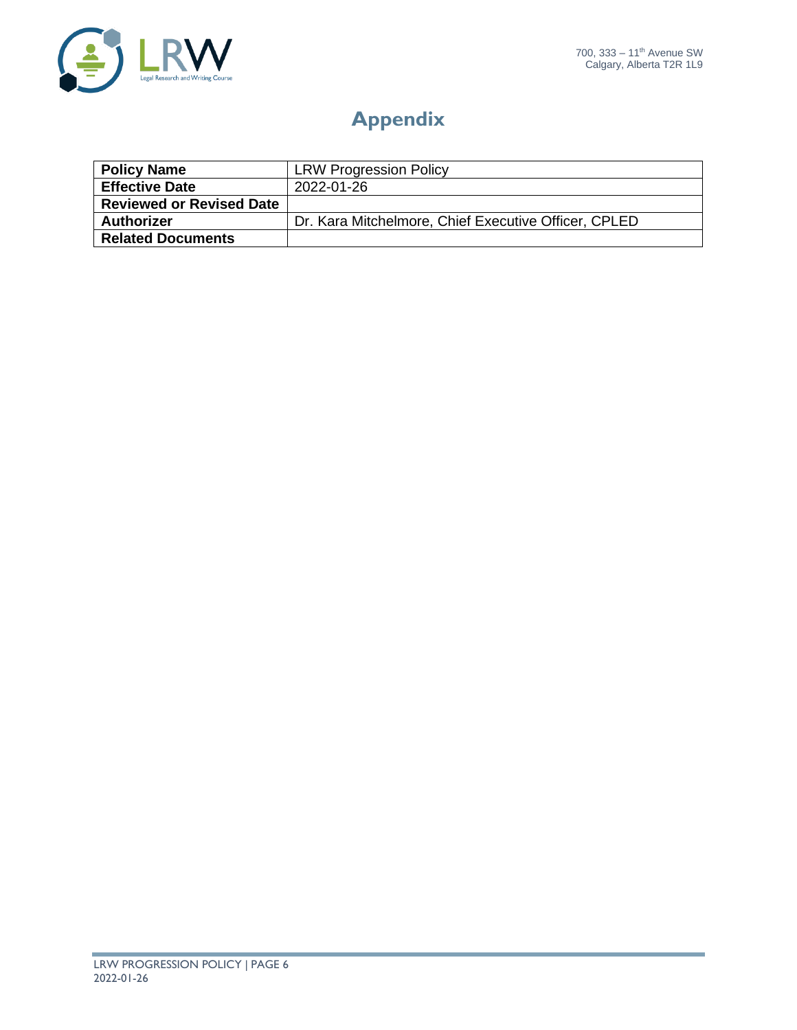# Appendix

| | |
|---|---|
| **Policy Name** | LRW Progression Policy |
| **Effective Date** | 2022-01-26 |
| **Reviewed or Revised Date** | |
| **Authorizer** | Dr. Kara Mitchelmore, Chief Executive Officer, CPLED |
| **Related Documents** | |